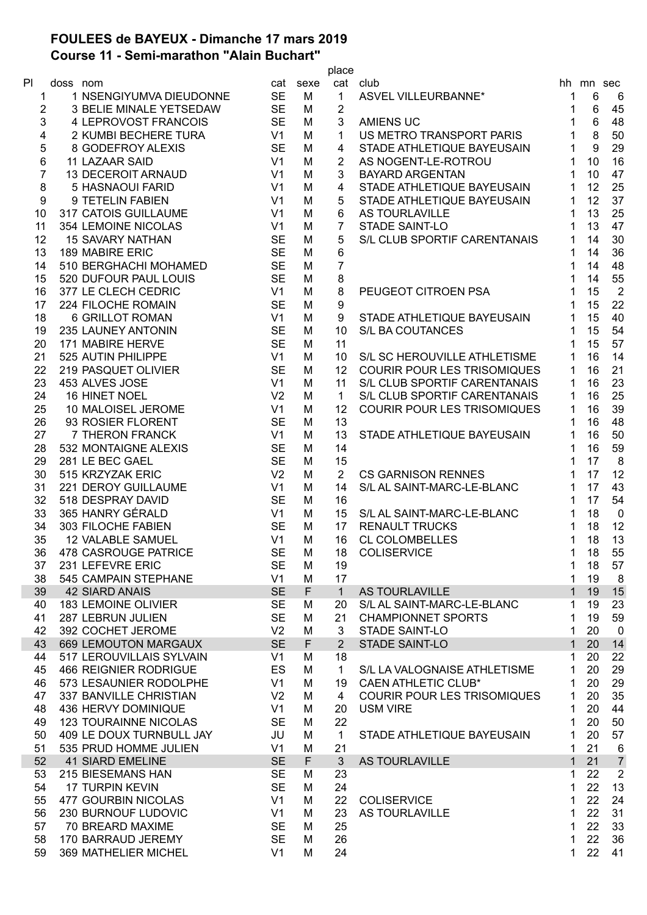**FOULEES de BAYEUX - Dimanche 17 mars 2019**
**Course 11 - Semi-marathon "Alain Buchart"**

| Pl | doss | nom | cat | sexe | place cat | club | hh | mn | sec |
|---|---|---|---|---|---|---|---|---|---|
| 1 | 1 | NSENGIYUMVA DIEUDONNE | SE | M | 1 | ASVEL VILLEURBANNE* | 1 | 6 | 6 |
| 2 | 3 | BELIE MINALE YETSEDAW | SE | M | 2 | | 1 | 6 | 45 |
| 3 | 4 | LEPROVOST FRANCOIS | SE | M | 3 | AMIENS UC | 1 | 6 | 48 |
| 4 | 2 | KUMBI BECHERE TURA | V1 | M | 1 | US METRO TRANSPORT PARIS | 1 | 8 | 50 |
| 5 | 8 | GODEFROY ALEXIS | SE | M | 4 | STADE ATHLETIQUE BAYEUSAIN | 1 | 9 | 29 |
| 6 | 11 | LAZAAR SAID | V1 | M | 2 | AS NOGENT-LE-ROTROU | 1 | 10 | 16 |
| 7 | 13 | DECEROIT ARNAUD | V1 | M | 3 | BAYARD ARGENTAN | 1 | 10 | 47 |
| 8 | 5 | HASNAOUI FARID | V1 | M | 4 | STADE ATHLETIQUE BAYEUSAIN | 1 | 12 | 25 |
| 9 | 9 | TETELIN FABIEN | V1 | M | 5 | STADE ATHLETIQUE BAYEUSAIN | 1 | 12 | 37 |
| 10 | 317 | CATOIS GUILLAUME | V1 | M | 6 | AS TOURLAVILLE | 1 | 13 | 25 |
| 11 | 354 | LEMOINE NICOLAS | V1 | M | 7 | STADE SAINT-LO | 1 | 13 | 47 |
| 12 | 15 | SAVARY NATHAN | SE | M | 5 | S/L CLUB SPORTIF CARENTANAIS | 1 | 14 | 30 |
| 13 | 189 | MABIRE ERIC | SE | M | 6 | | 1 | 14 | 36 |
| 14 | 510 | BERGHACHI MOHAMED | SE | M | 7 | | 1 | 14 | 48 |
| 15 | 520 | DUFOUR PAUL LOUIS | SE | M | 8 | | 1 | 14 | 55 |
| 16 | 377 | LE CLECH CEDRIC | V1 | M | 8 | PEUGEOT CITROEN PSA | 1 | 15 | 2 |
| 17 | 224 | FILOCHE ROMAIN | SE | M | 9 | | 1 | 15 | 22 |
| 18 | 6 | GRILLOT ROMAN | V1 | M | 9 | STADE ATHLETIQUE BAYEUSAIN | 1 | 15 | 40 |
| 19 | 235 | LAUNEY ANTONIN | SE | M | 10 | S/L BA COUTANCES | 1 | 15 | 54 |
| 20 | 171 | MABIRE HERVE | SE | M | 11 | | 1 | 15 | 57 |
| 21 | 525 | AUTIN PHILIPPE | V1 | M | 10 | S/L SC HEROUVILLE ATHLETISME | 1 | 16 | 14 |
| 22 | 219 | PASQUET OLIVIER | SE | M | 12 | COURIR POUR LES TRISOMIQUES | 1 | 16 | 21 |
| 23 | 453 | ALVES JOSE | V1 | M | 11 | S/L CLUB SPORTIF CARENTANAIS | 1 | 16 | 23 |
| 24 | 16 | HINET NOEL | V2 | M | 1 | S/L CLUB SPORTIF CARENTANAIS | 1 | 16 | 25 |
| 25 | 10 | MALOISEL JEROME | V1 | M | 12 | COURIR POUR LES TRISOMIQUES | 1 | 16 | 39 |
| 26 | 93 | ROSIER FLORENT | SE | M | 13 | | 1 | 16 | 48 |
| 27 | 7 | THERON FRANCK | V1 | M | 13 | STADE ATHLETIQUE BAYEUSAIN | 1 | 16 | 50 |
| 28 | 532 | MONTAIGNE ALEXIS | SE | M | 14 | | 1 | 16 | 59 |
| 29 | 281 | LE BEC GAEL | SE | M | 15 | | 1 | 17 | 8 |
| 30 | 515 | KRZYZAK ERIC | V2 | M | 2 | CS GARNISON RENNES | 1 | 17 | 12 |
| 31 | 221 | DEROY GUILLAUME | V1 | M | 14 | S/L AL SAINT-MARC-LE-BLANC | 1 | 17 | 43 |
| 32 | 518 | DESPRAY DAVID | SE | M | 16 | | 1 | 17 | 54 |
| 33 | 365 | HANRY GÉRALD | V1 | M | 15 | S/L AL SAINT-MARC-LE-BLANC | 1 | 18 | 0 |
| 34 | 303 | FILOCHE FABIEN | SE | M | 17 | RENAULT TRUCKS | 1 | 18 | 12 |
| 35 | 12 | VALABLE SAMUEL | V1 | M | 16 | CL COLOMBELLES | 1 | 18 | 13 |
| 36 | 478 | CASROUGE PATRICE | SE | M | 18 | COLISERVICE | 1 | 18 | 55 |
| 37 | 231 | LEFEVRE ERIC | SE | M | 19 | | 1 | 18 | 57 |
| 38 | 545 | CAMPAIN STEPHANE | V1 | M | 17 | | 1 | 19 | 8 |
| 39 | 42 | SIARD ANAIS | SE | F | 1 | AS TOURLAVILLE | 1 | 19 | 15 |
| 40 | 183 | LEMOINE OLIVIER | SE | M | 20 | S/L AL SAINT-MARC-LE-BLANC | 1 | 19 | 23 |
| 41 | 287 | LEBRUN JULIEN | SE | M | 21 | CHAMPIONNET SPORTS | 1 | 19 | 59 |
| 42 | 392 | COCHET JEROME | V2 | M | 3 | STADE SAINT-LO | 1 | 20 | 0 |
| 43 | 669 | LEMOUTON MARGAUX | SE | F | 2 | STADE SAINT-LO | 1 | 20 | 14 |
| 44 | 517 | LEROUVILLAIS SYLVAIN | V1 | M | 18 | | 1 | 20 | 22 |
| 45 | 466 | REIGNIER RODRIGUE | ES | M | 1 | S/L LA VALOGNAISE ATHLETISME | 1 | 20 | 29 |
| 46 | 573 | LESAUNIER RODOLPHE | V1 | M | 19 | CAEN ATHLETIC CLUB* | 1 | 20 | 29 |
| 47 | 337 | BANVILLE CHRISTIAN | V2 | M | 4 | COURIR POUR LES TRISOMIQUES | 1 | 20 | 35 |
| 48 | 436 | HERVY DOMINIQUE | V1 | M | 20 | USM VIRE | 1 | 20 | 44 |
| 49 | 123 | TOURAINNE NICOLAS | SE | M | 22 | | 1 | 20 | 50 |
| 50 | 409 | LE DOUX TURNBULL JAY | JU | M | 1 | STADE ATHLETIQUE BAYEUSAIN | 1 | 20 | 57 |
| 51 | 535 | PRUD HOMME JULIEN | V1 | M | 21 | | 1 | 21 | 6 |
| 52 | 41 | SIARD EMELINE | SE | F | 3 | AS TOURLAVILLE | 1 | 21 | 7 |
| 53 | 215 | BIESEMANS HAN | SE | M | 23 | | 1 | 22 | 2 |
| 54 | 17 | TURPIN KEVIN | SE | M | 24 | | 1 | 22 | 13 |
| 55 | 477 | GOURBIN NICOLAS | V1 | M | 22 | COLISERVICE | 1 | 22 | 24 |
| 56 | 230 | BURNOUF LUDOVIC | V1 | M | 23 | AS TOURLAVILLE | 1 | 22 | 31 |
| 57 | 70 | BREARD MAXIME | SE | M | 25 | | 1 | 22 | 33 |
| 58 | 170 | BARRAUD JEREMY | SE | M | 26 | | 1 | 22 | 36 |
| 59 | 369 | MATHELIER MICHEL | V1 | M | 24 | | 1 | 22 | 41 |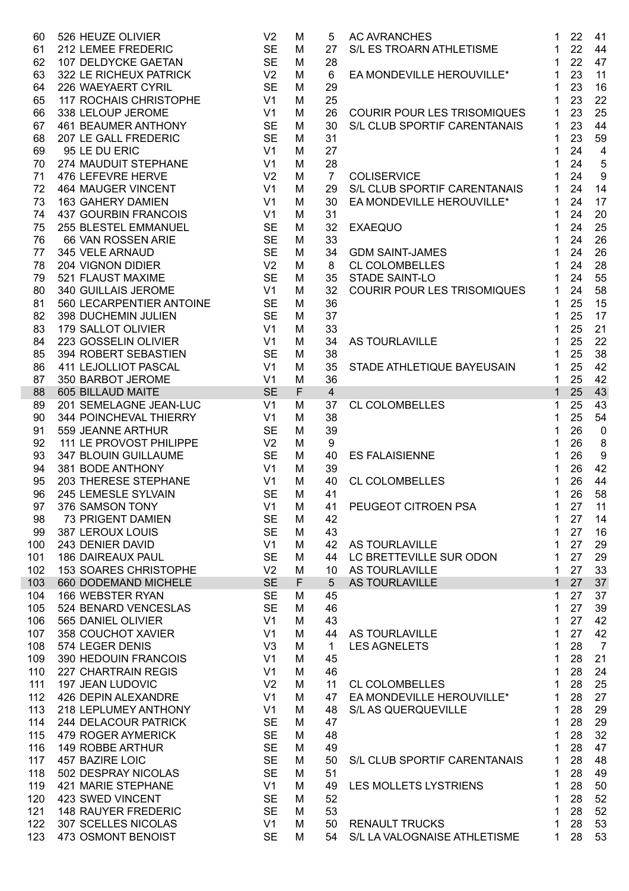| | | | | | | | | |
|---|---|---|---|---|---|---|---|---|
| 60 | 526 HEUZE OLIVIER | V2 | M | 5 | AC AVRANCHES | 1 | 22 | 41 |
| 61 | 212 LEMEE FREDERIC | SE | M | 27 | S/L ES TROARN ATHLETISME | 1 | 22 | 44 |
| 62 | 107 DELDYCKE GAETAN | SE | M | 28 | | 1 | 22 | 47 |
| 63 | 322 LE RICHEUX PATRICK | V2 | M | 6 | EA MONDEVILLE HEROUVILLE* | 1 | 23 | 11 |
| 64 | 226 WAEYAERT CYRIL | SE | M | 29 | | 1 | 23 | 16 |
| 65 | 117 ROCHAIS CHRISTOPHE | V1 | M | 25 | | 1 | 23 | 22 |
| 66 | 338 LELOUP JEROME | V1 | M | 26 | COURIR POUR LES TRISOMIQUES | 1 | 23 | 25 |
| 67 | 461 BEAUMER ANTHONY | SE | M | 30 | S/L CLUB SPORTIF CARENTANAIS | 1 | 23 | 44 |
| 68 | 207 LE GALL FREDERIC | SE | M | 31 | | 1 | 23 | 59 |
| 69 | 95 LE DU ERIC | V1 | M | 27 | | 1 | 24 | 4 |
| 70 | 274 MAUDUIT STEPHANE | V1 | M | 28 | | 1 | 24 | 5 |
| 71 | 476 LEFEVRE HERVE | V2 | M | 7 | COLISERVICE | 1 | 24 | 9 |
| 72 | 464 MAUGER VINCENT | V1 | M | 29 | S/L CLUB SPORTIF CARENTANAIS | 1 | 24 | 14 |
| 73 | 163 GAHERY DAMIEN | V1 | M | 30 | EA MONDEVILLE HEROUVILLE* | 1 | 24 | 17 |
| 74 | 437 GOURBIN FRANCOIS | V1 | M | 31 | | 1 | 24 | 20 |
| 75 | 255 BLESTEL EMMANUEL | SE | M | 32 | EXAEQUO | 1 | 24 | 25 |
| 76 | 66 VAN ROSSEN ARIE | SE | M | 33 | | 1 | 24 | 26 |
| 77 | 345 VELE ARNAUD | SE | M | 34 | GDM SAINT-JAMES | 1 | 24 | 26 |
| 78 | 204 VIGNON DIDIER | V2 | M | 8 | CL COLOMBELLES | 1 | 24 | 28 |
| 79 | 521 FLAUST MAXIME | SE | M | 35 | STADE SAINT-LO | 1 | 24 | 55 |
| 80 | 340 GUILLAIS JEROME | V1 | M | 32 | COURIR POUR LES TRISOMIQUES | 1 | 24 | 58 |
| 81 | 560 LECARPENTIER ANTOINE | SE | M | 36 | | 1 | 25 | 15 |
| 82 | 398 DUCHEMIN JULIEN | SE | M | 37 | | 1 | 25 | 17 |
| 83 | 179 SALLOT OLIVIER | V1 | M | 33 | | 1 | 25 | 21 |
| 84 | 223 GOSSELIN OLIVIER | V1 | M | 34 | AS TOURLAVILLE | 1 | 25 | 22 |
| 85 | 394 ROBERT SEBASTIEN | SE | M | 38 | | 1 | 25 | 38 |
| 86 | 411 LEJOLLIOT PASCAL | V1 | M | 35 | STADE ATHLETIQUE BAYEUSAIN | 1 | 25 | 42 |
| 87 | 350 BARBOT JEROME | V1 | M | 36 | | 1 | 25 | 42 |
| 88 | 605 BILLAUD MAITE | SE | F | 4 | | 1 | 25 | 43 |
| 89 | 201 SEMELAGNE JEAN-LUC | V1 | M | 37 | CL COLOMBELLES | 1 | 25 | 43 |
| 90 | 344 POINCHEVAL THIERRY | V1 | M | 38 | | 1 | 25 | 54 |
| 91 | 559 JEANNE ARTHUR | SE | M | 39 | | 1 | 26 | 0 |
| 92 | 111 LE PROVOST PHILIPPE | V2 | M | 9 | | 1 | 26 | 8 |
| 93 | 347 BLOUIN GUILLAUME | SE | M | 40 | ES FALAISIENNE | 1 | 26 | 9 |
| 94 | 381 BODE ANTHONY | V1 | M | 39 | | 1 | 26 | 42 |
| 95 | 203 THERESE STEPHANE | V1 | M | 40 | CL COLOMBELLES | 1 | 26 | 44 |
| 96 | 245 LEMESLE SYLVAIN | SE | M | 41 | | 1 | 26 | 58 |
| 97 | 376 SAMSON TONY | V1 | M | 41 | PEUGEOT CITROEN PSA | 1 | 27 | 11 |
| 98 | 73 PRIGENT DAMIEN | SE | M | 42 | | 1 | 27 | 14 |
| 99 | 387 LEROUX LOUIS | SE | M | 43 | | 1 | 27 | 16 |
| 100 | 243 DENIER DAVID | V1 | M | 42 | AS TOURLAVILLE | 1 | 27 | 29 |
| 101 | 186 DAIREAUX PAUL | SE | M | 44 | LC BRETTEVILLE SUR ODON | 1 | 27 | 29 |
| 102 | 153 SOARES CHRISTOPHE | V2 | M | 10 | AS TOURLAVILLE | 1 | 27 | 33 |
| 103 | 660 DODEMAND MICHELE | SE | F | 5 | AS TOURLAVILLE | 1 | 27 | 37 |
| 104 | 166 WEBSTER RYAN | SE | M | 45 | | 1 | 27 | 37 |
| 105 | 524 BENARD VENCESLAS | SE | M | 46 | | 1 | 27 | 39 |
| 106 | 565 DANIEL OLIVIER | V1 | M | 43 | | 1 | 27 | 42 |
| 107 | 358 COUCHOT XAVIER | V1 | M | 44 | AS TOURLAVILLE | 1 | 27 | 42 |
| 108 | 574 LEGER DENIS | V3 | M | 1 | LES AGNELETS | 1 | 28 | 7 |
| 109 | 390 HEDOUIN FRANCOIS | V1 | M | 45 | | 1 | 28 | 21 |
| 110 | 227 CHARTRAIN REGIS | V1 | M | 46 | | 1 | 28 | 24 |
| 111 | 197 JEAN LUDOVIC | V2 | M | 11 | CL COLOMBELLES | 1 | 28 | 25 |
| 112 | 426 DEPIN ALEXANDRE | V1 | M | 47 | EA MONDEVILLE HEROUVILLE* | 1 | 28 | 27 |
| 113 | 218 LEPLUMEY ANTHONY | V1 | M | 48 | S/L AS QUERQUEVILLE | 1 | 28 | 29 |
| 114 | 244 DELACOUR PATRICK | SE | M | 47 | | 1 | 28 | 29 |
| 115 | 479 ROGER AYMERICK | SE | M | 48 | | 1 | 28 | 32 |
| 116 | 149 ROBBE ARTHUR | SE | M | 49 | | 1 | 28 | 47 |
| 117 | 457 BAZIRE LOIC | SE | M | 50 | S/L CLUB SPORTIF CARENTANAIS | 1 | 28 | 48 |
| 118 | 502 DESPRAY NICOLAS | SE | M | 51 | | 1 | 28 | 49 |
| 119 | 421 MARIE STEPHANE | V1 | M | 49 | LES MOLLETS LYSTRIENS | 1 | 28 | 50 |
| 120 | 423 SWED VINCENT | SE | M | 52 | | 1 | 28 | 52 |
| 121 | 148 RAUYER FREDERIC | SE | M | 53 | | 1 | 28 | 52 |
| 122 | 307 SCELLES NICOLAS | V1 | M | 50 | RENAULT TRUCKS | 1 | 28 | 53 |
| 123 | 473 OSMONT BENOIST | SE | M | 54 | S/L LA VALOGNAISE ATHLETISME | 1 | 28 | 53 |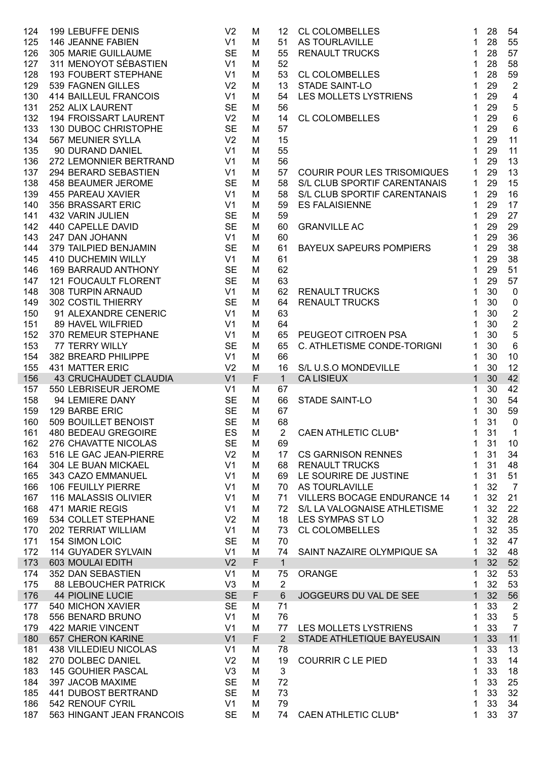| | | | | | | | | |
|---|---|---|---|---|---|---|---|---|
| 124 | 199 LEBUFFE DENIS | V2 | M | 12 | CL COLOMBELLES | 1 | 28 | 54 |
| 125 | 146 JEANNE FABIEN | V1 | M | 51 | AS TOURLAVILLE | 1 | 28 | 55 |
| 126 | 305 MARIE GUILLAUME | SE | M | 55 | RENAULT TRUCKS | 1 | 28 | 57 |
| 127 | 311 MENOYOT SÉBASTIEN | V1 | M | 52 | | 1 | 28 | 58 |
| 128 | 193 FOUBERT STEPHANE | V1 | M | 53 | CL COLOMBELLES | 1 | 28 | 59 |
| 129 | 539 FAGNEN GILLES | V2 | M | 13 | STADE SAINT-LO | 1 | 29 | 2 |
| 130 | 414 BAILLEUL FRANCOIS | V1 | M | 54 | LES MOLLETS LYSTRIENS | 1 | 29 | 4 |
| 131 | 252 ALIX LAURENT | SE | M | 56 | | 1 | 29 | 5 |
| 132 | 194 FROISSART LAURENT | V2 | M | 14 | CL COLOMBELLES | 1 | 29 | 6 |
| 133 | 130 DUBOC CHRISTOPHE | SE | M | 57 | | 1 | 29 | 6 |
| 134 | 567 MEUNIER SYLLA | V2 | M | 15 | | 1 | 29 | 11 |
| 135 | 90 DURAND DANIEL | V1 | M | 55 | | 1 | 29 | 11 |
| 136 | 272 LEMONNIER BERTRAND | V1 | M | 56 | | 1 | 29 | 13 |
| 137 | 294 BERARD SEBASTIEN | V1 | M | 57 | COURIR POUR LES TRISOMIQUES | 1 | 29 | 13 |
| 138 | 458 BEAUMER JEROME | SE | M | 58 | S/L CLUB SPORTIF CARENTANAIS | 1 | 29 | 15 |
| 139 | 455 PAREAU XAVIER | V1 | M | 58 | S/L CLUB SPORTIF CARENTANAIS | 1 | 29 | 16 |
| 140 | 356 BRASSART ERIC | V1 | M | 59 | ES FALAISIENNE | 1 | 29 | 17 |
| 141 | 432 VARIN JULIEN | SE | M | 59 | | 1 | 29 | 27 |
| 142 | 440 CAPELLE DAVID | SE | M | 60 | GRANVILLE AC | 1 | 29 | 29 |
| 143 | 247 DAN JOHANN | V1 | M | 60 | | 1 | 29 | 36 |
| 144 | 379 TAILPIED BENJAMIN | SE | M | 61 | BAYEUX SAPEURS POMPIERS | 1 | 29 | 38 |
| 145 | 410 DUCHEMIN WILLY | V1 | M | 61 | | 1 | 29 | 38 |
| 146 | 169 BARRAUD ANTHONY | SE | M | 62 | | 1 | 29 | 51 |
| 147 | 121 FOUCAULT FLORENT | SE | M | 63 | | 1 | 29 | 57 |
| 148 | 308 TURPIN ARNAUD | V1 | M | 62 | RENAULT TRUCKS | 1 | 30 | 0 |
| 149 | 302 COSTIL THIERRY | SE | M | 64 | RENAULT TRUCKS | 1 | 30 | 0 |
| 150 | 91 ALEXANDRE CENERIC | V1 | M | 63 | | 1 | 30 | 2 |
| 151 | 89 HAVEL WILFRIED | V1 | M | 64 | | 1 | 30 | 2 |
| 152 | 370 REMEUR STEPHANE | V1 | M | 65 | PEUGEOT CITROEN PSA | 1 | 30 | 5 |
| 153 | 77 TERRY WILLY | SE | M | 65 | C. ATHLETISME CONDE-TORIGNI | 1 | 30 | 6 |
| 154 | 382 BREARD PHILIPPE | V1 | M | 66 | | 1 | 30 | 10 |
| 155 | 431 MATTER ERIC | V2 | M | 16 | S/L U.S.O MONDEVILLE | 1 | 30 | 12 |
| 156 | 43 CRUCHAUDET CLAUDIA | V1 | F | 1 | CA LISIEUX | 1 | 30 | 42 |
| 157 | 550 LEBRISEUR JEROME | V1 | M | 67 | | 1 | 30 | 42 |
| 158 | 94 LEMIERE DANY | SE | M | 66 | STADE SAINT-LO | 1 | 30 | 54 |
| 159 | 129 BARBE ERIC | SE | M | 67 | | 1 | 30 | 59 |
| 160 | 509 BOUILLET BENOIST | SE | M | 68 | | 1 | 31 | 0 |
| 161 | 480 BEDEAU GREGOIRE | ES | M | 2 | CAEN ATHLETIC CLUB* | 1 | 31 | 1 |
| 162 | 276 CHAVATTE NICOLAS | SE | M | 69 | | 1 | 31 | 10 |
| 163 | 516 LE GAC JEAN-PIERRE | V2 | M | 17 | CS GARNISON RENNES | 1 | 31 | 34 |
| 164 | 304 LE BUAN MICKAEL | V1 | M | 68 | RENAULT TRUCKS | 1 | 31 | 48 |
| 165 | 343 CAZO EMMANUEL | V1 | M | 69 | LE SOURIRE DE JUSTINE | 1 | 31 | 51 |
| 166 | 106 FEUILLY PIERRE | V1 | M | 70 | AS TOURLAVILLE | 1 | 32 | 7 |
| 167 | 116 MALASSIS OLIVIER | V1 | M | 71 | VILLERS BOCAGE ENDURANCE 14 | 1 | 32 | 21 |
| 168 | 471 MARIE REGIS | V1 | M | 72 | S/L LA VALOGNAISE ATHLETISME | 1 | 32 | 22 |
| 169 | 534 COLLET STEPHANE | V2 | M | 18 | LES SYMPAS ST LO | 1 | 32 | 28 |
| 170 | 202 TERRIAT WILLIAM | V1 | M | 73 | CL COLOMBELLES | 1 | 32 | 35 |
| 171 | 154 SIMON LOIC | SE | M | 70 | | 1 | 32 | 47 |
| 172 | 114 GUYADER SYLVAIN | V1 | M | 74 | SAINT NAZAIRE OLYMPIQUE SA | 1 | 32 | 48 |
| 173 | 603 MOULAI EDITH | V2 | F | 1 | | 1 | 32 | 52 |
| 174 | 352 DAN SEBASTIEN | V1 | M | 75 | ORANGE | 1 | 32 | 53 |
| 175 | 88 LEBOUCHER PATRICK | V3 | M | 2 | | 1 | 32 | 53 |
| 176 | 44 PIOLINE LUCIE | SE | F | 6 | JOGGEURS DU VAL DE SEE | 1 | 32 | 56 |
| 177 | 540 MICHON XAVIER | SE | M | 71 | | 1 | 33 | 2 |
| 178 | 556 BENARD BRUNO | V1 | M | 76 | | 1 | 33 | 5 |
| 179 | 422 MARIE VINCENT | V1 | M | 77 | LES MOLLETS LYSTRIENS | 1 | 33 | 7 |
| 180 | 657 CHERON KARINE | V1 | F | 2 | STADE ATHLETIQUE BAYEUSAIN | 1 | 33 | 11 |
| 181 | 438 VILLEDIEU NICOLAS | V1 | M | 78 | | 1 | 33 | 13 |
| 182 | 270 DOLBEC DANIEL | V2 | M | 19 | COURRIR C LE PIED | 1 | 33 | 14 |
| 183 | 145 GOUHIER PASCAL | V3 | M | 3 | | 1 | 33 | 18 |
| 184 | 397 JACOB MAXIME | SE | M | 72 | | 1 | 33 | 25 |
| 185 | 441 DUBOST BERTRAND | SE | M | 73 | | 1 | 33 | 32 |
| 186 | 542 RENOUF CYRIL | V1 | M | 79 | | 1 | 33 | 34 |
| 187 | 563 HINGANT JEAN FRANCOIS | SE | M | 74 | CAEN ATHLETIC CLUB* | 1 | 33 | 37 |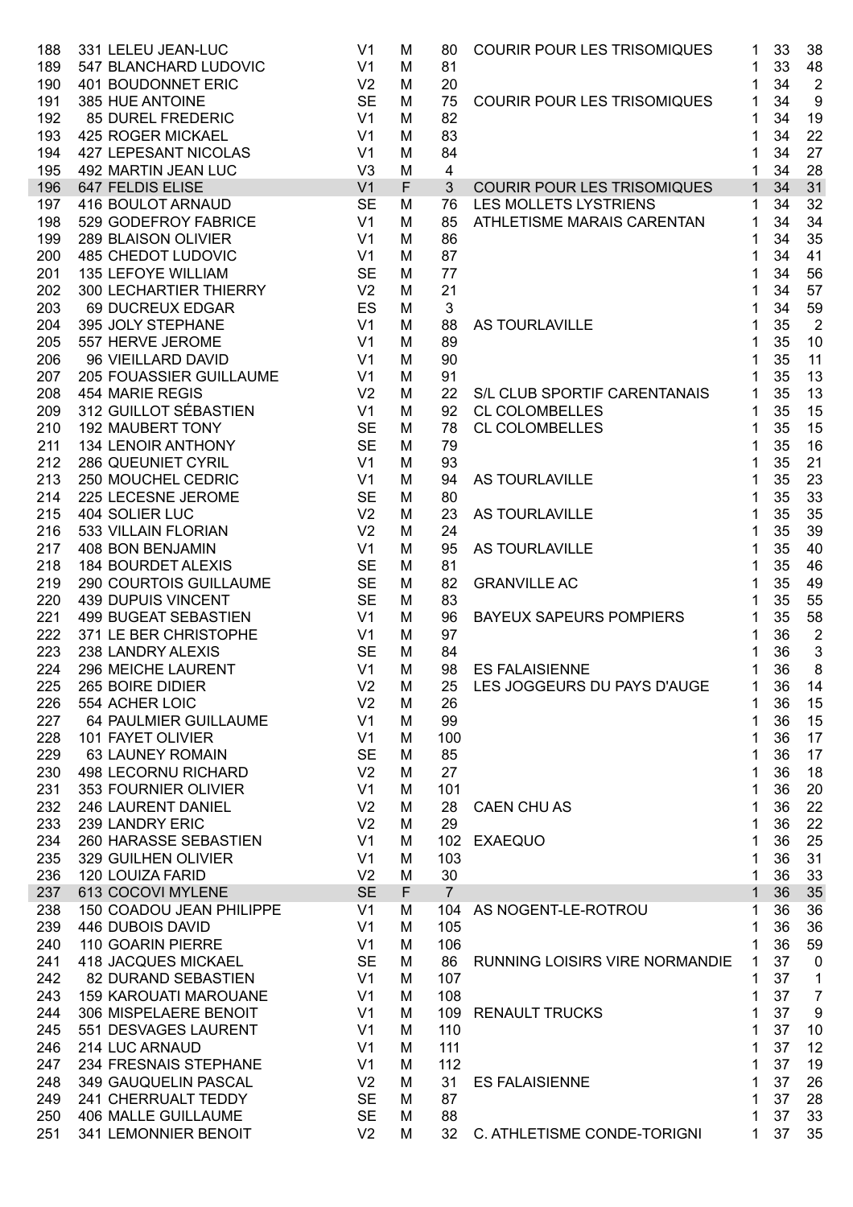| | | | | | | | | |
|---|---|---|---|---|---|---|---|---|
| 188 | 331 LELEU JEAN-LUC | V1 | M | 80 | COURIR POUR LES TRISOMIQUES | 1 | 33 | 38 |
| 189 | 547 BLANCHARD LUDOVIC | V1 | M | 81 | | 1 | 33 | 48 |
| 190 | 401 BOUDONNET ERIC | V2 | M | 20 | | 1 | 34 | 2 |
| 191 | 385 HUE ANTOINE | SE | M | 75 | COURIR POUR LES TRISOMIQUES | 1 | 34 | 9 |
| 192 | 85 DUREL FREDERIC | V1 | M | 82 | | 1 | 34 | 19 |
| 193 | 425 ROGER MICKAEL | V1 | M | 83 | | 1 | 34 | 22 |
| 194 | 427 LEPESANT NICOLAS | V1 | M | 84 | | 1 | 34 | 27 |
| 195 | 492 MARTIN JEAN LUC | V3 | M | 4 | | 1 | 34 | 28 |
| 196 | 647 FELDIS ELISE | V1 | F | 3 | COURIR POUR LES TRISOMIQUES | 1 | 34 | 31 |
| 197 | 416 BOULOT ARNAUD | SE | M | 76 | LES MOLLETS LYSTRIENS | 1 | 34 | 32 |
| 198 | 529 GODEFROY FABRICE | V1 | M | 85 | ATHLETISME MARAIS CARENTAN | 1 | 34 | 34 |
| 199 | 289 BLAISON OLIVIER | V1 | M | 86 | | 1 | 34 | 35 |
| 200 | 485 CHEDOT LUDOVIC | V1 | M | 87 | | 1 | 34 | 41 |
| 201 | 135 LEFOYE WILLIAM | SE | M | 77 | | 1 | 34 | 56 |
| 202 | 300 LECHARTIER THIERRY | V2 | M | 21 | | 1 | 34 | 57 |
| 203 | 69 DUCREUX EDGAR | ES | M | 3 | | 1 | 34 | 59 |
| 204 | 395 JOLY STEPHANE | V1 | M | 88 | AS TOURLAVILLE | 1 | 35 | 2 |
| 205 | 557 HERVE JEROME | V1 | M | 89 | | 1 | 35 | 10 |
| 206 | 96 VIEILLARD DAVID | V1 | M | 90 | | 1 | 35 | 11 |
| 207 | 205 FOUASSIER GUILLAUME | V1 | M | 91 | | 1 | 35 | 13 |
| 208 | 454 MARIE REGIS | V2 | M | 22 | S/L CLUB SPORTIF CARENTANAIS | 1 | 35 | 13 |
| 209 | 312 GUILLOT SÉBASTIEN | V1 | M | 92 | CL COLOMBELLES | 1 | 35 | 15 |
| 210 | 192 MAUBERT TONY | SE | M | 78 | CL COLOMBELLES | 1 | 35 | 15 |
| 211 | 134 LENOIR ANTHONY | SE | M | 79 | | 1 | 35 | 16 |
| 212 | 286 QUEUNIET CYRIL | V1 | M | 93 | | 1 | 35 | 21 |
| 213 | 250 MOUCHEL CEDRIC | V1 | M | 94 | AS TOURLAVILLE | 1 | 35 | 23 |
| 214 | 225 LECESNE JEROME | SE | M | 80 | | 1 | 35 | 33 |
| 215 | 404 SOLIER LUC | V2 | M | 23 | AS TOURLAVILLE | 1 | 35 | 35 |
| 216 | 533 VILLAIN FLORIAN | V2 | M | 24 | | 1 | 35 | 39 |
| 217 | 408 BON BENJAMIN | V1 | M | 95 | AS TOURLAVILLE | 1 | 35 | 40 |
| 218 | 184 BOURDET ALEXIS | SE | M | 81 | | 1 | 35 | 46 |
| 219 | 290 COURTOIS GUILLAUME | SE | M | 82 | GRANVILLE AC | 1 | 35 | 49 |
| 220 | 439 DUPUIS VINCENT | SE | M | 83 | | 1 | 35 | 55 |
| 221 | 499 BUGEAT SEBASTIEN | V1 | M | 96 | BAYEUX SAPEURS POMPIERS | 1 | 35 | 58 |
| 222 | 371 LE BER CHRISTOPHE | V1 | M | 97 | | 1 | 36 | 2 |
| 223 | 238 LANDRY ALEXIS | SE | M | 84 | | 1 | 36 | 3 |
| 224 | 296 MEICHE LAURENT | V1 | M | 98 | ES FALAISIENNE | 1 | 36 | 8 |
| 225 | 265 BOIRE DIDIER | V2 | M | 25 | LES JOGGEURS DU PAYS D'AUGE | 1 | 36 | 14 |
| 226 | 554 ACHER LOIC | V2 | M | 26 | | 1 | 36 | 15 |
| 227 | 64 PAULMIER GUILLAUME | V1 | M | 99 | | 1 | 36 | 15 |
| 228 | 101 FAYET OLIVIER | V1 | M | 100 | | 1 | 36 | 17 |
| 229 | 63 LAUNEY ROMAIN | SE | M | 85 | | 1 | 36 | 17 |
| 230 | 498 LECORNU RICHARD | V2 | M | 27 | | 1 | 36 | 18 |
| 231 | 353 FOURNIER OLIVIER | V1 | M | 101 | | 1 | 36 | 20 |
| 232 | 246 LAURENT DANIEL | V2 | M | 28 | CAEN CHU AS | 1 | 36 | 22 |
| 233 | 239 LANDRY ERIC | V2 | M | 29 | | 1 | 36 | 22 |
| 234 | 260 HARASSE SEBASTIEN | V1 | M | 102 | EXAEQUO | 1 | 36 | 25 |
| 235 | 329 GUILHEN OLIVIER | V1 | M | 103 | | 1 | 36 | 31 |
| 236 | 120 LOUIZA FARID | V2 | M | 30 | | 1 | 36 | 33 |
| 237 | 613 COCOVI MYLENE | SE | F | 7 | | 1 | 36 | 35 |
| 238 | 150 COADOU JEAN PHILIPPE | V1 | M | 104 | AS NOGENT-LE-ROTROU | 1 | 36 | 36 |
| 239 | 446 DUBOIS DAVID | V1 | M | 105 | | 1 | 36 | 36 |
| 240 | 110 GOARIN PIERRE | V1 | M | 106 | | 1 | 36 | 59 |
| 241 | 418 JACQUES MICKAEL | SE | M | 86 | RUNNING LOISIRS VIRE NORMANDIE | 1 | 37 | 0 |
| 242 | 82 DURAND SEBASTIEN | V1 | M | 107 | | 1 | 37 | 1 |
| 243 | 159 KAROUATI MAROUANE | V1 | M | 108 | | 1 | 37 | 7 |
| 244 | 306 MISPELAERE BENOIT | V1 | M | 109 | RENAULT TRUCKS | 1 | 37 | 9 |
| 245 | 551 DESVAGES LAURENT | V1 | M | 110 | | 1 | 37 | 10 |
| 246 | 214 LUC ARNAUD | V1 | M | 111 | | 1 | 37 | 12 |
| 247 | 234 FRESNAIS STEPHANE | V1 | M | 112 | | 1 | 37 | 19 |
| 248 | 349 GAUQUELIN PASCAL | V2 | M | 31 | ES FALAISIENNE | 1 | 37 | 26 |
| 249 | 241 CHERRUALT TEDDY | SE | M | 87 | | 1 | 37 | 28 |
| 250 | 406 MALLE GUILLAUME | SE | M | 88 | | 1 | 37 | 33 |
| 251 | 341 LEMONNIER BENOIT | V2 | M | 32 | C. ATHLETISME CONDE-TORIGNI | 1 | 37 | 35 |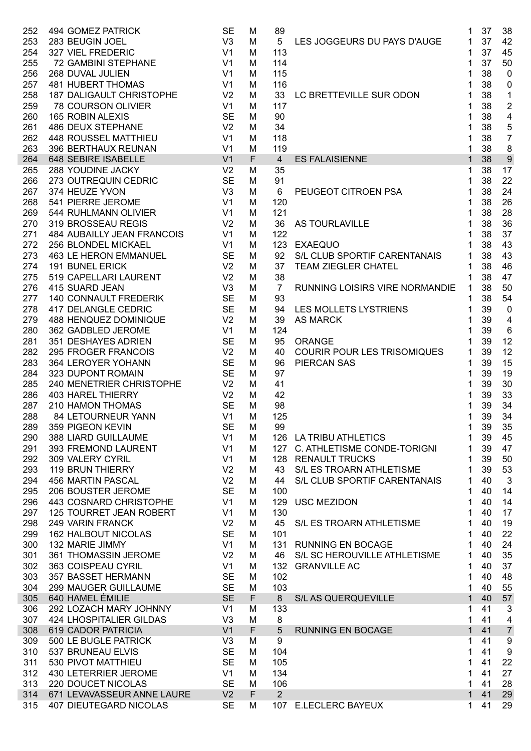| | | | | | | | | | |
|---|---|---|---|---|---|---|---|---|---|
| 252 | 494 GOMEZ PATRICK | SE | M | 89 | | 1 | 37 | 38 |
| 253 | 283 BEUGIN JOEL | V3 | M | 5 | LES JOGGEURS DU PAYS D'AUGE | 1 | 37 | 42 |
| 254 | 327 VIEL FREDERIC | V1 | M | 113 | | 1 | 37 | 45 |
| 255 | 72 GAMBINI STEPHANE | V1 | M | 114 | | 1 | 37 | 50 |
| 256 | 268 DUVAL JULIEN | V1 | M | 115 | | 1 | 38 | 0 |
| 257 | 481 HUBERT THOMAS | V1 | M | 116 | | 1 | 38 | 0 |
| 258 | 187 DALIGAULT CHRISTOPHE | V2 | M | 33 | LC BRETTEVILLE SUR ODON | 1 | 38 | 1 |
| 259 | 78 COURSON OLIVIER | V1 | M | 117 | | 1 | 38 | 2 |
| 260 | 165 ROBIN ALEXIS | SE | M | 90 | | 1 | 38 | 4 |
| 261 | 486 DEUX STEPHANE | V2 | M | 34 | | 1 | 38 | 5 |
| 262 | 448 ROUSSEL MATTHIEU | V1 | M | 118 | | 1 | 38 | 7 |
| 263 | 396 BERTHAUX REUNAN | V1 | M | 119 | | 1 | 38 | 8 |
| 264 | 648 SEBIRE ISABELLE | V1 | F | 4 | ES FALAISIENNE | 1 | 38 | 9 |
| 265 | 288 YOUDINE JACKY | V2 | M | 35 | | 1 | 38 | 17 |
| 266 | 273 OUTREQUIN CEDRIC | SE | M | 91 | | 1 | 38 | 22 |
| 267 | 374 HEUZE YVON | V3 | M | 6 | PEUGEOT CITROEN PSA | 1 | 38 | 24 |
| 268 | 541 PIERRE JEROME | V1 | M | 120 | | 1 | 38 | 26 |
| 269 | 544 RUHLMANN OLIVIER | V1 | M | 121 | | 1 | 38 | 28 |
| 270 | 319 BROSSEAU REGIS | V2 | M | 36 | AS TOURLAVILLE | 1 | 38 | 36 |
| 271 | 484 AUBAILLY JEAN FRANCOIS | V1 | M | 122 | | 1 | 38 | 37 |
| 272 | 256 BLONDEL MICKAEL | V1 | M | 123 | EXAEQUO | 1 | 38 | 43 |
| 273 | 463 LE HERON EMMANUEL | SE | M | 92 | S/L CLUB SPORTIF CARENTANAIS | 1 | 38 | 43 |
| 274 | 191 BUNEL ERICK | V2 | M | 37 | TEAM ZIEGLER CHATEL | 1 | 38 | 46 |
| 275 | 519 CAPELLARI LAURENT | V2 | M | 38 | | 1 | 38 | 47 |
| 276 | 415 SUARD JEAN | V3 | M | 7 | RUNNING LOISIRS VIRE NORMANDIE | 1 | 38 | 50 |
| 277 | 140 CONNAULT FREDERIK | SE | M | 93 | | 1 | 38 | 54 |
| 278 | 417 DELANGLE CEDRIC | SE | M | 94 | LES MOLLETS LYSTRIENS | 1 | 39 | 0 |
| 279 | 488 HENQUEZ DOMINIQUE | V2 | M | 39 | AS MARCK | 1 | 39 | 4 |
| 280 | 362 GADBLED JEROME | V1 | M | 124 | | 1 | 39 | 6 |
| 281 | 351 DESHAYES ADRIEN | SE | M | 95 | ORANGE | 1 | 39 | 12 |
| 282 | 295 FROGER FRANCOIS | V2 | M | 40 | COURIR POUR LES TRISOMIQUES | 1 | 39 | 12 |
| 283 | 364 LEROYER YOHANN | SE | M | 96 | PIERCAN SAS | 1 | 39 | 15 |
| 284 | 323 DUPONT ROMAIN | SE | M | 97 | | 1 | 39 | 19 |
| 285 | 240 MENETRIER CHRISTOPHE | V2 | M | 41 | | 1 | 39 | 30 |
| 286 | 403 HAREL THIERRY | V2 | M | 42 | | 1 | 39 | 33 |
| 287 | 210 HAMON THOMAS | SE | M | 98 | | 1 | 39 | 34 |
| 288 | 84 LETOURNEUR YANN | V1 | M | 125 | | 1 | 39 | 34 |
| 289 | 359 PIGEON KEVIN | SE | M | 99 | | 1 | 39 | 35 |
| 290 | 388 LIARD GUILLAUME | V1 | M | 126 | LA TRIBU ATHLETICS | 1 | 39 | 45 |
| 291 | 393 FREMOND LAURENT | V1 | M | 127 | C. ATHLETISME CONDE-TORIGNI | 1 | 39 | 47 |
| 292 | 309 VALERY CYRIL | V1 | M | 128 | RENAULT TRUCKS | 1 | 39 | 50 |
| 293 | 119 BRUN THIERRY | V2 | M | 43 | S/L ES TROARN ATHLETISME | 1 | 39 | 53 |
| 294 | 456 MARTIN PASCAL | V2 | M | 44 | S/L CLUB SPORTIF CARENTANAIS | 1 | 40 | 3 |
| 295 | 206 BOUSTER JEROME | SE | M | 100 | | 1 | 40 | 14 |
| 296 | 443 COSNARD CHRISTOPHE | V1 | M | 129 | USC MEZIDON | 1 | 40 | 14 |
| 297 | 125 TOURRET JEAN ROBERT | V1 | M | 130 | | 1 | 40 | 17 |
| 298 | 249 VARIN FRANCK | V2 | M | 45 | S/L ES TROARN ATHLETISME | 1 | 40 | 19 |
| 299 | 162 HALBOUT NICOLAS | SE | M | 101 | | 1 | 40 | 22 |
| 300 | 132 MARIE JIMMY | V1 | M | 131 | RUNNING EN BOCAGE | 1 | 40 | 24 |
| 301 | 361 THOMASSIN JEROME | V2 | M | 46 | S/L SC HEROUVILLE ATHLETISME | 1 | 40 | 35 |
| 302 | 363 COISPEAU CYRIL | V1 | M | 132 | GRANVILLE AC | 1 | 40 | 37 |
| 303 | 357 BASSET HERMANN | SE | M | 102 | | 1 | 40 | 48 |
| 304 | 299 MAUGER GUILLAUME | SE | M | 103 | | 1 | 40 | 55 |
| 305 | 640 HAMEL ÉMILIE | SE | F | 8 | S/L AS QUERQUEVILLE | 1 | 40 | 57 |
| 306 | 292 LOZACH MARY JOHNNY | V1 | M | 133 | | 1 | 41 | 3 |
| 307 | 424 LHOSPITALIER GILDAS | V3 | M | 8 | | 1 | 41 | 4 |
| 308 | 619 CADOR PATRICIA | V1 | F | 5 | RUNNING EN BOCAGE | 1 | 41 | 7 |
| 309 | 500 LE BUGLE PATRICK | V3 | M | 9 | | 1 | 41 | 9 |
| 310 | 537 BRUNEAU ELVIS | SE | M | 104 | | 1 | 41 | 9 |
| 311 | 530 PIVOT MATTHIEU | SE | M | 105 | | 1 | 41 | 22 |
| 312 | 430 LETERRIER JEROME | V1 | M | 134 | | 1 | 41 | 27 |
| 313 | 220 DOUCET NICOLAS | SE | M | 106 | | 1 | 41 | 28 |
| 314 | 671 LEVAVASSEUR ANNE LAURE | V2 | F | 2 | | 1 | 41 | 29 |
| 315 | 407 DIEUTEGARD NICOLAS | SE | M | 107 | E.LECLERC BAYEUX | 1 | 41 | 29 |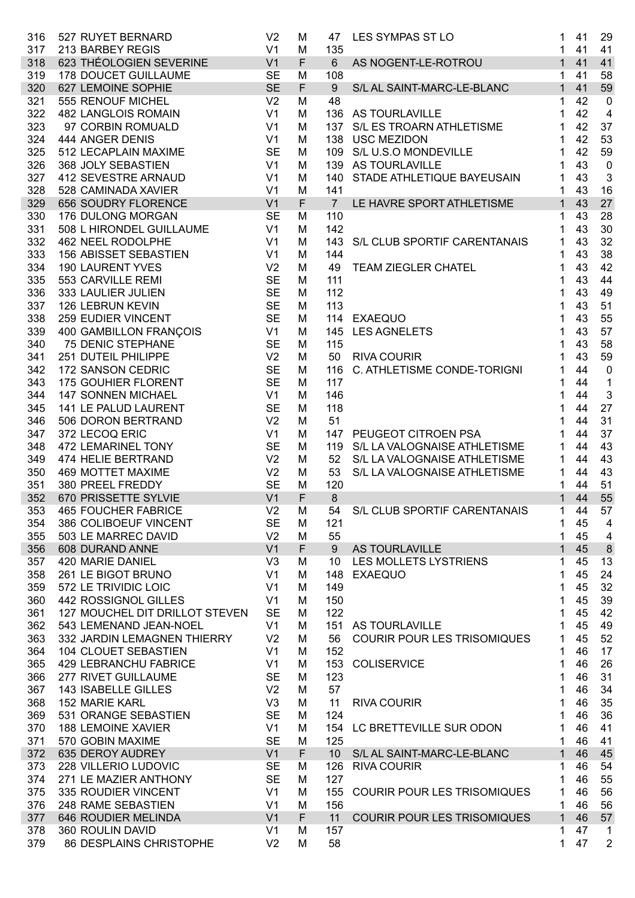| | | | | | | | | |
|---|---|---|---|---|---|---|---|---|
| 316 | 527 RUYET BERNARD | V2 | M | 47 | LES SYMPAS ST LO | 1 | 41 | 29 |
| 317 | 213 BARBEY REGIS | V1 | M | 135 | | 1 | 41 | 41 |
| 318 | 623 THÉOLOGIEN SEVERINE | V1 | F | 6 | AS NOGENT-LE-ROTROU | 1 | 41 | 41 |
| 319 | 178 DOUCET GUILLAUME | SE | M | 108 | | 1 | 41 | 58 |
| 320 | 627 LEMOINE SOPHIE | SE | F | 9 | S/L AL SAINT-MARC-LE-BLANC | 1 | 41 | 59 |
| 321 | 555 RENOUF MICHEL | V2 | M | 48 | | 1 | 42 | 0 |
| 322 | 482 LANGLOIS ROMAIN | V1 | M | 136 | AS TOURLAVILLE | 1 | 42 | 4 |
| 323 | 97 CORBIN ROMUALD | V1 | M | 137 | S/L ES TROARN ATHLETISME | 1 | 42 | 37 |
| 324 | 444 ANGER DENIS | V1 | M | 138 | USC MEZIDON | 1 | 42 | 53 |
| 325 | 512 LECAPLAIN MAXIME | SE | M | 109 | S/L U.S.O MONDEVILLE | 1 | 42 | 59 |
| 326 | 368 JOLY SEBASTIEN | V1 | M | 139 | AS TOURLAVILLE | 1 | 43 | 0 |
| 327 | 412 SEVESTRE ARNAUD | V1 | M | 140 | STADE ATHLETIQUE BAYEUSAIN | 1 | 43 | 3 |
| 328 | 528 CAMINADA XAVIER | V1 | M | 141 | | 1 | 43 | 16 |
| 329 | 656 SOUDRY FLORENCE | V1 | F | 7 | LE HAVRE SPORT ATHLETISME | 1 | 43 | 27 |
| 330 | 176 DULONG MORGAN | SE | M | 110 | | 1 | 43 | 28 |
| 331 | 508 L HIRONDEL GUILLAUME | V1 | M | 142 | | 1 | 43 | 30 |
| 332 | 462 NEEL RODOLPHE | V1 | M | 143 | S/L CLUB SPORTIF CARENTANAIS | 1 | 43 | 32 |
| 333 | 156 ABISSET SEBASTIEN | V1 | M | 144 | | 1 | 43 | 38 |
| 334 | 190 LAURENT YVES | V2 | M | 49 | TEAM ZIEGLER CHATEL | 1 | 43 | 42 |
| 335 | 553 CARVILLE REMI | SE | M | 111 | | 1 | 43 | 44 |
| 336 | 333 LAULIER JULIEN | SE | M | 112 | | 1 | 43 | 49 |
| 337 | 126 LEBRUN KEVIN | SE | M | 113 | | 1 | 43 | 51 |
| 338 | 259 EUDIER VINCENT | SE | M | 114 | EXAEQUO | 1 | 43 | 55 |
| 339 | 400 GAMBILLON FRANÇOIS | V1 | M | 145 | LES AGNELETS | 1 | 43 | 57 |
| 340 | 75 DENIC STEPHANE | SE | M | 115 | | 1 | 43 | 58 |
| 341 | 251 DUTEIL PHILIPPE | V2 | M | 50 | RIVA COURIR | 1 | 43 | 59 |
| 342 | 172 SANSON CEDRIC | SE | M | 116 | C. ATHLETISME CONDE-TORIGNI | 1 | 44 | 0 |
| 343 | 175 GOUHIER FLORENT | SE | M | 117 | | 1 | 44 | 1 |
| 344 | 147 SONNEN MICHAEL | V1 | M | 146 | | 1 | 44 | 3 |
| 345 | 141 LE PALUD LAURENT | SE | M | 118 | | 1 | 44 | 27 |
| 346 | 506 DORON BERTRAND | V2 | M | 51 | | 1 | 44 | 31 |
| 347 | 372 LECOQ ERIC | V1 | M | 147 | PEUGEOT CITROEN PSA | 1 | 44 | 37 |
| 348 | 472 LEMARINEL TONY | SE | M | 119 | S/L LA VALOGNAISE ATHLETISME | 1 | 44 | 43 |
| 349 | 474 HELIE BERTRAND | V2 | M | 52 | S/L LA VALOGNAISE ATHLETISME | 1 | 44 | 43 |
| 350 | 469 MOTTET MAXIME | V2 | M | 53 | S/L LA VALOGNAISE ATHLETISME | 1 | 44 | 43 |
| 351 | 380 PREEL FREDDY | SE | M | 120 | | 1 | 44 | 51 |
| 352 | 670 PRISSETTE SYLVIE | V1 | F | 8 | | 1 | 44 | 55 |
| 353 | 465 FOUCHER FABRICE | V2 | M | 54 | S/L CLUB SPORTIF CARENTANAIS | 1 | 44 | 57 |
| 354 | 386 COLIBOEUF VINCENT | SE | M | 121 | | 1 | 45 | 4 |
| 355 | 503 LE MARREC DAVID | V2 | M | 55 | | 1 | 45 | 4 |
| 356 | 608 DURAND ANNE | V1 | F | 9 | AS TOURLAVILLE | 1 | 45 | 8 |
| 357 | 420 MARIE DANIEL | V3 | M | 10 | LES MOLLETS LYSTRIENS | 1 | 45 | 13 |
| 358 | 261 LE BIGOT BRUNO | V1 | M | 148 | EXAEQUO | 1 | 45 | 24 |
| 359 | 572 LE TRIVIDIC LOIC | V1 | M | 149 | | 1 | 45 | 32 |
| 360 | 442 ROSSIGNOL GILLES | V1 | M | 150 | | 1 | 45 | 39 |
| 361 | 127 MOUCHEL DIT DRILLOT STEVEN | SE | M | 122 | | 1 | 45 | 42 |
| 362 | 543 LEMENAND JEAN-NOEL | V1 | M | 151 | AS TOURLAVILLE | 1 | 45 | 49 |
| 363 | 332 JARDIN LEMAGNEN THIERRY | V2 | M | 56 | COURIR POUR LES TRISOMIQUES | 1 | 45 | 52 |
| 364 | 104 CLOUET SEBASTIEN | V1 | M | 152 | | 1 | 46 | 17 |
| 365 | 429 LEBRANCHU FABRICE | V1 | M | 153 | COLISERVICE | 1 | 46 | 26 |
| 366 | 277 RIVET GUILLAUME | SE | M | 123 | | 1 | 46 | 31 |
| 367 | 143 ISABELLE GILLES | V2 | M | 57 | | 1 | 46 | 34 |
| 368 | 152 MARIE KARL | V3 | M | 11 | RIVA COURIR | 1 | 46 | 35 |
| 369 | 531 ORANGE SEBASTIEN | SE | M | 124 | | 1 | 46 | 36 |
| 370 | 188 LEMOINE XAVIER | V1 | M | 154 | LC BRETTEVILLE SUR ODON | 1 | 46 | 41 |
| 371 | 570 GOBIN MAXIME | SE | M | 125 | | 1 | 46 | 41 |
| 372 | 635 DEROY AUDREY | V1 | F | 10 | S/L AL SAINT-MARC-LE-BLANC | 1 | 46 | 45 |
| 373 | 228 VILLERIO LUDOVIC | SE | M | 126 | RIVA COURIR | 1 | 46 | 54 |
| 374 | 271 LE MAZIER ANTHONY | SE | M | 127 | | 1 | 46 | 55 |
| 375 | 335 ROUDIER VINCENT | V1 | M | 155 | COURIR POUR LES TRISOMIQUES | 1 | 46 | 56 |
| 376 | 248 RAME SEBASTIEN | V1 | M | 156 | | 1 | 46 | 56 |
| 377 | 646 ROUDIER MELINDA | V1 | F | 11 | COURIR POUR LES TRISOMIQUES | 1 | 46 | 57 |
| 378 | 360 ROULIN DAVID | V1 | M | 157 | | 1 | 47 | 1 |
| 379 | 86 DESPLAINS CHRISTOPHE | V2 | M | 58 | | 1 | 47 | 2 |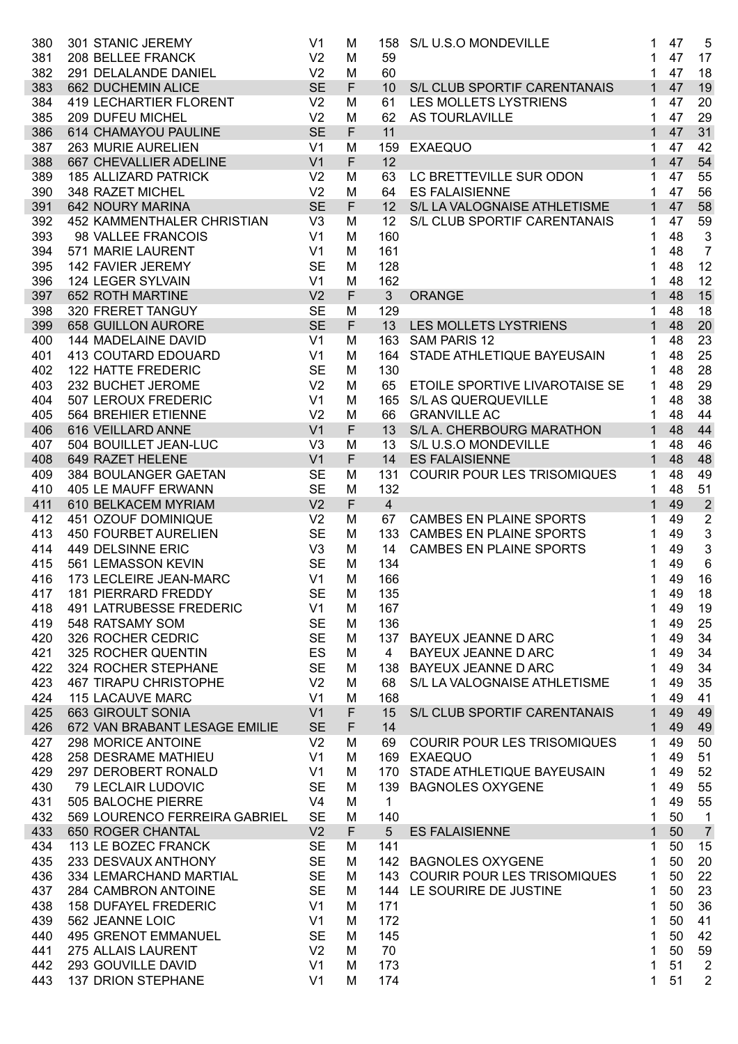| | | | | | | | | |
|---|---|---|---|---|---|---|---|---|
| 380 | 301 STANIC JEREMY | V1 | M | 158 | S/L U.S.O MONDEVILLE | 1 | 47 | 5 |
| 381 | 208 BELLEE FRANCK | V2 | M | 59 | | 1 | 47 | 17 |
| 382 | 291 DELALANDE DANIEL | V2 | M | 60 | | 1 | 47 | 18 |
| 383 | 662 DUCHEMIN ALICE | SE | F | 10 | S/L CLUB SPORTIF CARENTANAIS | 1 | 47 | 19 |
| 384 | 419 LECHARTIER FLORENT | V2 | M | 61 | LES MOLLETS LYSTRIENS | 1 | 47 | 20 |
| 385 | 209 DUFEU MICHEL | V2 | M | 62 | AS TOURLAVILLE | 1 | 47 | 29 |
| 386 | 614 CHAMAYOU PAULINE | SE | F | 11 | | 1 | 47 | 31 |
| 387 | 263 MURIE AURELIEN | V1 | M | 159 | EXAEQUO | 1 | 47 | 42 |
| 388 | 667 CHEVALLIER ADELINE | V1 | F | 12 | | 1 | 47 | 54 |
| 389 | 185 ALLIZARD PATRICK | V2 | M | 63 | LC BRETTEVILLE SUR ODON | 1 | 47 | 55 |
| 390 | 348 RAZET MICHEL | V2 | M | 64 | ES FALAISIENNE | 1 | 47 | 56 |
| 391 | 642 NOURY MARINA | SE | F | 12 | S/L LA VALOGNAISE ATHLETISME | 1 | 47 | 58 |
| 392 | 452 KAMMENTHALER CHRISTIAN | V3 | M | 12 | S/L CLUB SPORTIF CARENTANAIS | 1 | 47 | 59 |
| 393 | 98 VALLEE FRANCOIS | V1 | M | 160 | | 1 | 48 | 3 |
| 394 | 571 MARIE LAURENT | V1 | M | 161 | | 1 | 48 | 7 |
| 395 | 142 FAVIER JEREMY | SE | M | 128 | | 1 | 48 | 12 |
| 396 | 124 LEGER SYLVAIN | V1 | M | 162 | | 1 | 48 | 12 |
| 397 | 652 ROTH MARTINE | V2 | F | 3 | ORANGE | 1 | 48 | 15 |
| 398 | 320 FRERET TANGUY | SE | M | 129 | | 1 | 48 | 18 |
| 399 | 658 GUILLON AURORE | SE | F | 13 | LES MOLLETS LYSTRIENS | 1 | 48 | 20 |
| 400 | 144 MADELAINE DAVID | V1 | M | 163 | SAM PARIS 12 | 1 | 48 | 23 |
| 401 | 413 COUTARD EDOUARD | V1 | M | 164 | STADE ATHLETIQUE BAYEUSAIN | 1 | 48 | 25 |
| 402 | 122 HATTE FREDERIC | SE | M | 130 | | 1 | 48 | 28 |
| 403 | 232 BUCHET JEROME | V2 | M | 65 | ETOILE SPORTIVE LIVAROTAISE SE | 1 | 48 | 29 |
| 404 | 507 LEROUX FREDERIC | V1 | M | 165 | S/L AS QUERQUEVILLE | 1 | 48 | 38 |
| 405 | 564 BREHIER ETIENNE | V2 | M | 66 | GRANVILLE AC | 1 | 48 | 44 |
| 406 | 616 VEILLARD ANNE | V1 | F | 13 | S/L A. CHERBOURG MARATHON | 1 | 48 | 44 |
| 407 | 504 BOUILLET JEAN-LUC | V3 | M | 13 | S/L U.S.O MONDEVILLE | 1 | 48 | 46 |
| 408 | 649 RAZET HELENE | V1 | F | 14 | ES FALAISIENNE | 1 | 48 | 48 |
| 409 | 384 BOULANGER GAETAN | SE | M | 131 | COURIR POUR LES TRISOMIQUES | 1 | 48 | 49 |
| 410 | 405 LE MAUFF ERWANN | SE | M | 132 | | 1 | 48 | 51 |
| 411 | 610 BELKACEM MYRIAM | V2 | F | 4 | | 1 | 49 | 2 |
| 412 | 451 OZOUF DOMINIQUE | V2 | M | 67 | CAMBES EN PLAINE SPORTS | 1 | 49 | 2 |
| 413 | 450 FOURBET AURELIEN | SE | M | 133 | CAMBES EN PLAINE SPORTS | 1 | 49 | 3 |
| 414 | 449 DELSINNE ERIC | V3 | M | 14 | CAMBES EN PLAINE SPORTS | 1 | 49 | 3 |
| 415 | 561 LEMASSON KEVIN | SE | M | 134 | | 1 | 49 | 6 |
| 416 | 173 LECLEIRE JEAN-MARC | V1 | M | 166 | | 1 | 49 | 16 |
| 417 | 181 PIERRARD FREDDY | SE | M | 135 | | 1 | 49 | 18 |
| 418 | 491 LATRUBESSE FREDERIC | V1 | M | 167 | | 1 | 49 | 19 |
| 419 | 548 RATSAMY SOM | SE | M | 136 | | 1 | 49 | 25 |
| 420 | 326 ROCHER CEDRIC | SE | M | 137 | BAYEUX JEANNE D ARC | 1 | 49 | 34 |
| 421 | 325 ROCHER QUENTIN | ES | M | 4 | BAYEUX JEANNE D ARC | 1 | 49 | 34 |
| 422 | 324 ROCHER STEPHANE | SE | M | 138 | BAYEUX JEANNE D ARC | 1 | 49 | 34 |
| 423 | 467 TIRAPU CHRISTOPHE | V2 | M | 68 | S/L LA VALOGNAISE ATHLETISME | 1 | 49 | 35 |
| 424 | 115 LACAUVE MARC | V1 | M | 168 | | 1 | 49 | 41 |
| 425 | 663 GIROULT SONIA | V1 | F | 15 | S/L CLUB SPORTIF CARENTANAIS | 1 | 49 | 49 |
| 426 | 672 VAN BRABANT LESAGE EMILIE | SE | F | 14 | | 1 | 49 | 49 |
| 427 | 298 MORICE ANTOINE | V2 | M | 69 | COURIR POUR LES TRISOMIQUES | 1 | 49 | 50 |
| 428 | 258 DESRAME MATHIEU | V1 | M | 169 | EXAEQUO | 1 | 49 | 51 |
| 429 | 297 DEROBERT RONALD | V1 | M | 170 | STADE ATHLETIQUE BAYEUSAIN | 1 | 49 | 52 |
| 430 | 79 LECLAIR LUDOVIC | SE | M | 139 | BAGNOLES OXYGENE | 1 | 49 | 55 |
| 431 | 505 BALOCHE PIERRE | V4 | M | 1 | | 1 | 49 | 55 |
| 432 | 569 LOURENCO FERREIRA GABRIEL | SE | M | 140 | | 1 | 50 | 1 |
| 433 | 650 ROGER CHANTAL | V2 | F | 5 | ES FALAISIENNE | 1 | 50 | 7 |
| 434 | 113 LE BOZEC FRANCK | SE | M | 141 | | 1 | 50 | 15 |
| 435 | 233 DESVAUX ANTHONY | SE | M | 142 | BAGNOLES OXYGENE | 1 | 50 | 20 |
| 436 | 334 LEMARCHAND MARTIAL | SE | M | 143 | COURIR POUR LES TRISOMIQUES | 1 | 50 | 22 |
| 437 | 284 CAMBRON ANTOINE | SE | M | 144 | LE SOURIRE DE JUSTINE | 1 | 50 | 23 |
| 438 | 158 DUFAYEL FREDERIC | V1 | M | 171 | | 1 | 50 | 36 |
| 439 | 562 JEANNE LOIC | V1 | M | 172 | | 1 | 50 | 41 |
| 440 | 495 GRENOT EMMANUEL | SE | M | 145 | | 1 | 50 | 42 |
| 441 | 275 ALLAIS LAURENT | V2 | M | 70 | | 1 | 50 | 59 |
| 442 | 293 GOUVILLE DAVID | V1 | M | 173 | | 1 | 51 | 2 |
| 443 | 137 DRION STEPHANE | V1 | M | 174 | | 1 | 51 | 2 |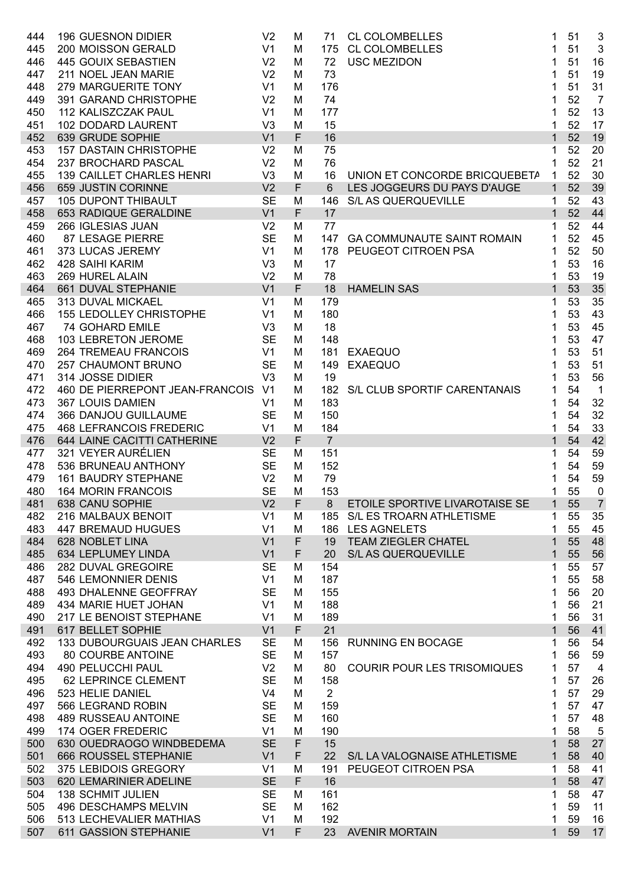| | | | | | | | | |
|---|---|---|---|---|---|---|---|---|
| 444 | 196 GUESNON DIDIER | V2 | M | 71 | CL COLOMBELLES | 1 | 51 | 3 |
| 445 | 200 MOISSON GERALD | V1 | M | 175 | CL COLOMBELLES | 1 | 51 | 3 |
| 446 | 445 GOUIX SEBASTIEN | V2 | M | 72 | USC MEZIDON | 1 | 51 | 16 |
| 447 | 211 NOEL JEAN MARIE | V2 | M | 73 | | 1 | 51 | 19 |
| 448 | 279 MARGUERITE TONY | V1 | M | 176 | | 1 | 51 | 31 |
| 449 | 391 GARAND CHRISTOPHE | V2 | M | 74 | | 1 | 52 | 7 |
| 450 | 112 KALISZCZAK PAUL | V1 | M | 177 | | 1 | 52 | 13 |
| 451 | 102 DODARD LAURENT | V3 | M | 15 | | 1 | 52 | 17 |
| 452 | 639 GRUDE SOPHIE | V1 | F | 16 | | 1 | 52 | 19 |
| 453 | 157 DASTAIN CHRISTOPHE | V2 | M | 75 | | 1 | 52 | 20 |
| 454 | 237 BROCHARD PASCAL | V2 | M | 76 | | 1 | 52 | 21 |
| 455 | 139 CAILLET CHARLES HENRI | V3 | M | 16 | UNION ET CONCORDE BRICQUEBETA | 1 | 52 | 30 |
| 456 | 659 JUSTIN CORINNE | V2 | F | 6 | LES JOGGEURS DU PAYS D'AUGE | 1 | 52 | 39 |
| 457 | 105 DUPONT THIBAULT | SE | M | 146 | S/L AS QUERQUEVILLE | 1 | 52 | 43 |
| 458 | 653 RADIQUE GERALDINE | V1 | F | 17 | | 1 | 52 | 44 |
| 459 | 266 IGLESIAS JUAN | V2 | M | 77 | | 1 | 52 | 44 |
| 460 | 87 LESAGE PIERRE | SE | M | 147 | GA COMMUNAUTE SAINT ROMAIN | 1 | 52 | 45 |
| 461 | 373 LUCAS JEREMY | V1 | M | 178 | PEUGEOT CITROEN PSA | 1 | 52 | 50 |
| 462 | 428 SAIHI KARIM | V3 | M | 17 | | 1 | 53 | 16 |
| 463 | 269 HUREL ALAIN | V2 | M | 78 | | 1 | 53 | 19 |
| 464 | 661 DUVAL STEPHANIE | V1 | F | 18 | HAMELIN SAS | 1 | 53 | 35 |
| 465 | 313 DUVAL MICKAEL | V1 | M | 179 | | 1 | 53 | 35 |
| 466 | 155 LEDOLLEY CHRISTOPHE | V1 | M | 180 | | 1 | 53 | 43 |
| 467 | 74 GOHARD EMILE | V3 | M | 18 | | 1 | 53 | 45 |
| 468 | 103 LEBRETON JEROME | SE | M | 148 | | 1 | 53 | 47 |
| 469 | 264 TREMEAU FRANCOIS | V1 | M | 181 | EXAEQUO | 1 | 53 | 51 |
| 470 | 257 CHAUMONT BRUNO | SE | M | 149 | EXAEQUO | 1 | 53 | 51 |
| 471 | 314 JOSSE DIDIER | V3 | M | 19 | | 1 | 53 | 56 |
| 472 | 460 DE PIERREPONT JEAN-FRANCOIS | V1 | M | 182 | S/L CLUB SPORTIF CARENTANAIS | 1 | 54 | 1 |
| 473 | 367 LOUIS DAMIEN | V1 | M | 183 | | 1 | 54 | 32 |
| 474 | 366 DANJOU GUILLAUME | SE | M | 150 | | 1 | 54 | 32 |
| 475 | 468 LEFRANCOIS FREDERIC | V1 | M | 184 | | 1 | 54 | 33 |
| 476 | 644 LAINE CACITTI CATHERINE | V2 | F | 7 | | 1 | 54 | 42 |
| 477 | 321 VEYER AURÉLIEN | SE | M | 151 | | 1 | 54 | 59 |
| 478 | 536 BRUNEAU ANTHONY | SE | M | 152 | | 1 | 54 | 59 |
| 479 | 161 BAUDRY STEPHANE | V2 | M | 79 | | 1 | 54 | 59 |
| 480 | 164 MORIN FRANCOIS | SE | M | 153 | | 1 | 55 | 0 |
| 481 | 638 CANU SOPHIE | V2 | F | 8 | ETOILE SPORTIVE LIVAROTAISE SE | 1 | 55 | 7 |
| 482 | 216 MALBAUX BENOIT | V1 | M | 185 | S/L ES TROARN ATHLETISME | 1 | 55 | 35 |
| 483 | 447 BREMAUD HUGUES | V1 | M | 186 | LES AGNELETS | 1 | 55 | 45 |
| 484 | 628 NOBLET LINA | V1 | F | 19 | TEAM ZIEGLER CHATEL | 1 | 55 | 48 |
| 485 | 634 LEPLUMEY LINDA | V1 | F | 20 | S/L AS QUERQUEVILLE | 1 | 55 | 56 |
| 486 | 282 DUVAL GREGOIRE | SE | M | 154 | | 1 | 55 | 57 |
| 487 | 546 LEMONNIER DENIS | V1 | M | 187 | | 1 | 55 | 58 |
| 488 | 493 DHALENNE GEOFFRAY | SE | M | 155 | | 1 | 56 | 20 |
| 489 | 434 MARIE HUET JOHAN | V1 | M | 188 | | 1 | 56 | 21 |
| 490 | 217 LE BENOIST STEPHANE | V1 | M | 189 | | 1 | 56 | 31 |
| 491 | 617 BELLET SOPHIE | V1 | F | 21 | | 1 | 56 | 41 |
| 492 | 133 DUBOURGUAIS JEAN CHARLES | SE | M | 156 | RUNNING EN BOCAGE | 1 | 56 | 54 |
| 493 | 80 COURBE ANTOINE | SE | M | 157 | | 1 | 56 | 59 |
| 494 | 490 PELUCCHI PAUL | V2 | M | 80 | COURIR POUR LES TRISOMIQUES | 1 | 57 | 4 |
| 495 | 62 LEPRINCE CLEMENT | SE | M | 158 | | 1 | 57 | 26 |
| 496 | 523 HELIE DANIEL | V4 | M | 2 | | 1 | 57 | 29 |
| 497 | 566 LEGRAND ROBIN | SE | M | 159 | | 1 | 57 | 47 |
| 498 | 489 RUSSEAU ANTOINE | SE | M | 160 | | 1 | 57 | 48 |
| 499 | 174 OGER FREDERIC | V1 | M | 190 | | 1 | 58 | 5 |
| 500 | 630 OUEDRAOGO WINDBEDEMA | SE | F | 15 | | 1 | 58 | 27 |
| 501 | 666 ROUSSEL STEPHANIE | V1 | F | 22 | S/L LA VALOGNAISE ATHLETISME | 1 | 58 | 40 |
| 502 | 375 LEBIDOIS GREGORY | V1 | M | 191 | PEUGEOT CITROEN PSA | 1 | 58 | 41 |
| 503 | 620 LEMARINIER ADELINE | SE | F | 16 | | 1 | 58 | 47 |
| 504 | 138 SCHMIT JULIEN | SE | M | 161 | | 1 | 58 | 47 |
| 505 | 496 DESCHAMPS MELVIN | SE | M | 162 | | 1 | 59 | 11 |
| 506 | 513 LECHEVALIER MATHIAS | V1 | M | 192 | | 1 | 59 | 16 |
| 507 | 611 GASSION STEPHANIE | V1 | F | 23 | AVENIR MORTAIN | 1 | 59 | 17 |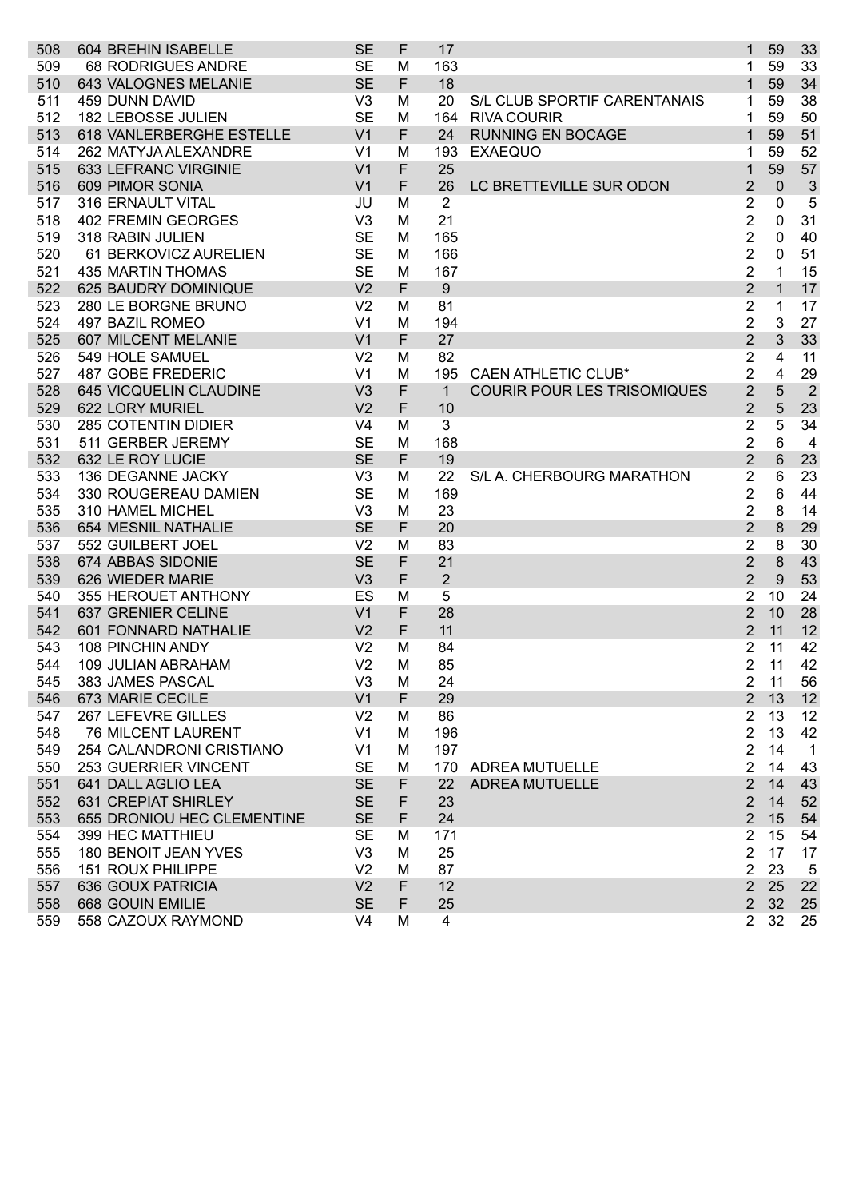| | | | | | | | | | |
|---|---|---|---|---|---|---|---|---|---|
| 508 | 604 | BREHIN ISABELLE | SE | F | 17 | | 1 | 59 | 33 |
| 509 | 68 | RODRIGUES ANDRE | SE | M | 163 | | 1 | 59 | 33 |
| 510 | 643 | VALOGNES MELANIE | SE | F | 18 | | 1 | 59 | 34 |
| 511 | 459 | DUNN DAVID | V3 | M | 20 | S/L CLUB SPORTIF CARENTANAIS | 1 | 59 | 38 |
| 512 | 182 | LEBOSSE JULIEN | SE | M | 164 | RIVA COURIR | 1 | 59 | 50 |
| 513 | 618 | VANLERBERGHE ESTELLE | V1 | F | 24 | RUNNING EN BOCAGE | 1 | 59 | 51 |
| 514 | 262 | MATYJA ALEXANDRE | V1 | M | 193 | EXAEQUO | 1 | 59 | 52 |
| 515 | 633 | LEFRANC VIRGINIE | V1 | F | 25 | | 1 | 59 | 57 |
| 516 | 609 | PIMOR SONIA | V1 | F | 26 | LC BRETTEVILLE SUR ODON | 2 | 0 | 3 |
| 517 | 316 | ERNAULT VITAL | JU | M | 2 | | 2 | 0 | 5 |
| 518 | 402 | FREMIN GEORGES | V3 | M | 21 | | 2 | 0 | 31 |
| 519 | 318 | RABIN JULIEN | SE | M | 165 | | 2 | 0 | 40 |
| 520 | 61 | BERKOVICZ AURELIEN | SE | M | 166 | | 2 | 0 | 51 |
| 521 | 435 | MARTIN THOMAS | SE | M | 167 | | 2 | 1 | 15 |
| 522 | 625 | BAUDRY DOMINIQUE | V2 | F | 9 | | 2 | 1 | 17 |
| 523 | 280 | LE BORGNE BRUNO | V2 | M | 81 | | 2 | 1 | 17 |
| 524 | 497 | BAZIL ROMEO | V1 | M | 194 | | 2 | 3 | 27 |
| 525 | 607 | MILCENT MELANIE | V1 | F | 27 | | 2 | 3 | 33 |
| 526 | 549 | HOLE SAMUEL | V2 | M | 82 | | 2 | 4 | 11 |
| 527 | 487 | GOBE FREDERIC | V1 | M | 195 | CAEN ATHLETIC CLUB* | 2 | 4 | 29 |
| 528 | 645 | VICQUELIN CLAUDINE | V3 | F | 1 | COURIR POUR LES TRISOMIQUES | 2 | 5 | 2 |
| 529 | 622 | LORY MURIEL | V2 | F | 10 | | 2 | 5 | 23 |
| 530 | 285 | COTENTIN DIDIER | V4 | M | 3 | | 2 | 5 | 34 |
| 531 | 511 | GERBER JEREMY | SE | M | 168 | | 2 | 6 | 4 |
| 532 | 632 | LE ROY LUCIE | SE | F | 19 | | 2 | 6 | 23 |
| 533 | 136 | DEGANNE JACKY | V3 | M | 22 | S/L A. CHERBOURG MARATHON | 2 | 6 | 23 |
| 534 | 330 | ROUGEREAU DAMIEN | SE | M | 169 | | 2 | 6 | 44 |
| 535 | 310 | HAMEL MICHEL | V3 | M | 23 | | 2 | 8 | 14 |
| 536 | 654 | MESNIL NATHALIE | SE | F | 20 | | 2 | 8 | 29 |
| 537 | 552 | GUILBERT JOEL | V2 | M | 83 | | 2 | 8 | 30 |
| 538 | 674 | ABBAS SIDONIE | SE | F | 21 | | 2 | 8 | 43 |
| 539 | 626 | WIEDER MARIE | V3 | F | 2 | | 2 | 9 | 53 |
| 540 | 355 | HEROUET ANTHONY | ES | M | 5 | | 2 | 10 | 24 |
| 541 | 637 | GRENIER CELINE | V1 | F | 28 | | 2 | 10 | 28 |
| 542 | 601 | FONNARD NATHALIE | V2 | F | 11 | | 2 | 11 | 12 |
| 543 | 108 | PINCHIN ANDY | V2 | M | 84 | | 2 | 11 | 42 |
| 544 | 109 | JULIAN ABRAHAM | V2 | M | 85 | | 2 | 11 | 42 |
| 545 | 383 | JAMES PASCAL | V3 | M | 24 | | 2 | 11 | 56 |
| 546 | 673 | MARIE CECILE | V1 | F | 29 | | 2 | 13 | 12 |
| 547 | 267 | LEFEVRE GILLES | V2 | M | 86 | | 2 | 13 | 12 |
| 548 | 76 | MILCENT LAURENT | V1 | M | 196 | | 2 | 13 | 42 |
| 549 | 254 | CALANDRONI CRISTIANO | V1 | M | 197 | | 2 | 14 | 1 |
| 550 | 253 | GUERRIER VINCENT | SE | M | 170 | ADREA MUTUELLE | 2 | 14 | 43 |
| 551 | 641 | DALL AGLIO LEA | SE | F | 22 | ADREA MUTUELLE | 2 | 14 | 43 |
| 552 | 631 | CREPIAT SHIRLEY | SE | F | 23 | | 2 | 14 | 52 |
| 553 | 655 | DRONIOU HEC CLEMENTINE | SE | F | 24 | | 2 | 15 | 54 |
| 554 | 399 | HEC MATTHIEU | SE | M | 171 | | 2 | 15 | 54 |
| 555 | 180 | BENOIT JEAN YVES | V3 | M | 25 | | 2 | 17 | 17 |
| 556 | 151 | ROUX PHILIPPE | V2 | M | 87 | | 2 | 23 | 5 |
| 557 | 636 | GOUX PATRICIA | V2 | F | 12 | | 2 | 25 | 22 |
| 558 | 668 | GOUIN EMILIE | SE | F | 25 | | 2 | 32 | 25 |
| 559 | 558 | CAZOUX RAYMOND | V4 | M | 4 | | 2 | 32 | 25 |